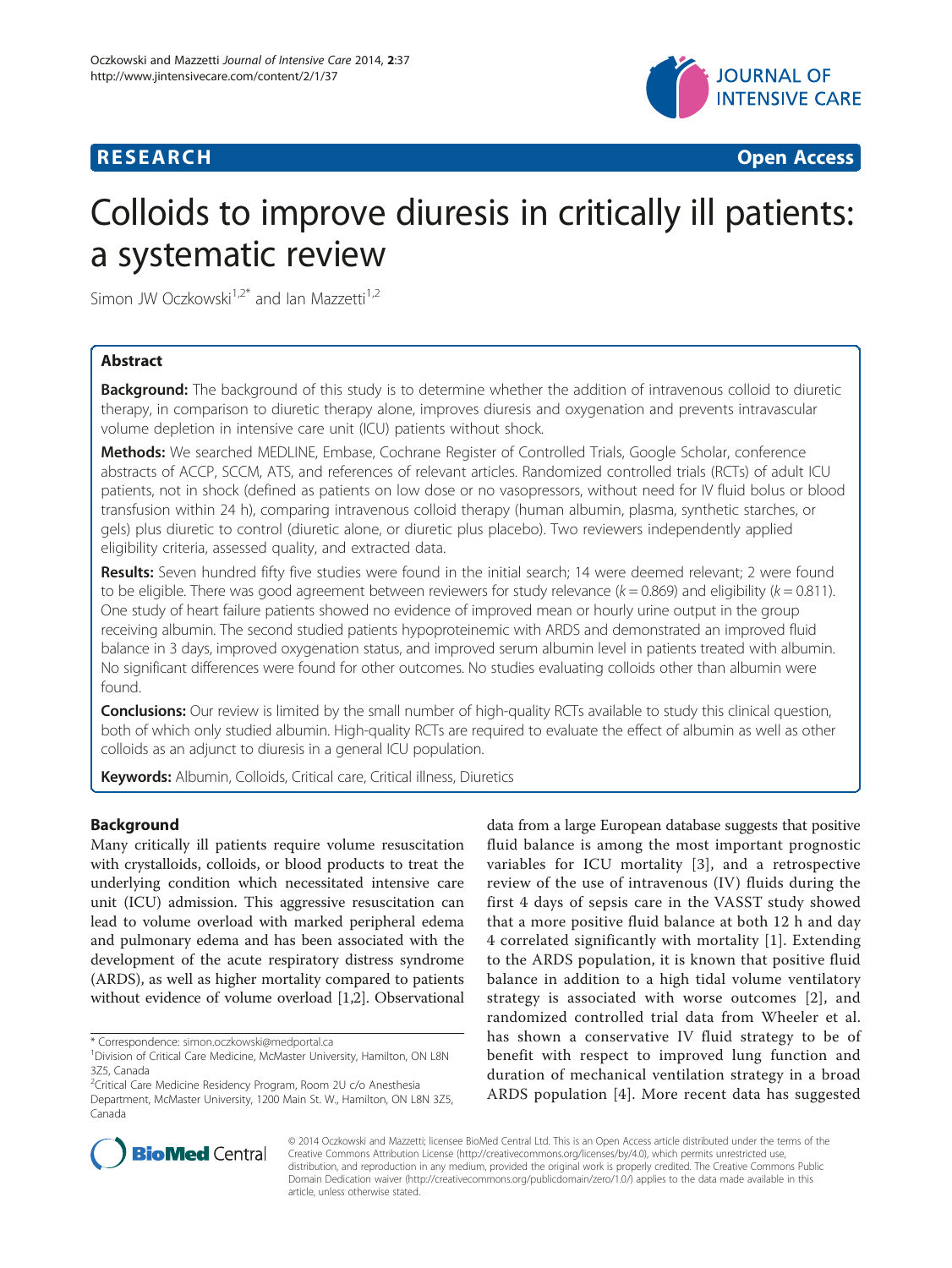**RESEARCH** **Open Access**

# Colloids to improve diuresis in critically ill patients: a systematic review

Simon JW Oczkowski[1,2*] and Ian Mazzetti[1,2]

## Abstract

**Background:** The background of this study is to determine whether the addition of intravenous colloid to diuretic therapy, in comparison to diuretic therapy alone, improves diuresis and oxygenation and prevents intravascular volume depletion in intensive care unit (ICU) patients without shock.

**Methods:** We searched MEDLINE, Embase, Cochrane Register of Controlled Trials, Google Scholar, conference abstracts of ACCP, SCCM, ATS, and references of relevant articles. Randomized controlled trials (RCTs) of adult ICU patients, not in shock (defined as patients on low dose or no vasopressors, without need for IV fluid bolus or blood transfusion within 24 h), comparing intravenous colloid therapy (human albumin, plasma, synthetic starches, or gels) plus diuretic to control (diuretic alone, or diuretic plus placebo). Two reviewers independently applied eligibility criteria, assessed quality, and extracted data.

**Results:** Seven hundred fifty five studies were found in the initial search; 14 were deemed relevant; 2 were found to be eligible. There was good agreement between reviewers for study relevance ($k = 0.869$) and eligibility ($k = 0.811$). One study of heart failure patients showed no evidence of improved mean or hourly urine output in the group receiving albumin. The second studied patients hypoproteinemic with ARDS and demonstrated an improved fluid balance in 3 days, improved oxygenation status, and improved serum albumin level in patients treated with albumin. No significant differences were found for other outcomes. No studies evaluating colloids other than albumin were found.

**Conclusions:** Our review is limited by the small number of high-quality RCTs available to study this clinical question, both of which only studied albumin. High-quality RCTs are required to evaluate the effect of albumin as well as other colloids as an adjunct to diuresis in a general ICU population.

**Keywords:** Albumin, Colloids, Critical care, Critical illness, Diuretics

## Background

Many critically ill patients require volume resuscitation with crystalloids, colloids, or blood products to treat the underlying condition which necessitated intensive care unit (ICU) admission. This aggressive resuscitation can lead to volume overload with marked peripheral edema and pulmonary edema and has been associated with the development of the acute respiratory distress syndrome (ARDS), as well as higher mortality compared to patients without evidence of volume overload [1,2]. Observational data from a large European database suggests that positive fluid balance is among the most important prognostic variables for ICU mortality [3], and a retrospective review of the use of intravenous (IV) fluids during the first 4 days of sepsis care in the VASST study showed that a more positive fluid balance at both 12 h and day 4 correlated significantly with mortality [1]. Extending to the ARDS population, it is known that positive fluid balance in addition to a high tidal volume ventilatory strategy is associated with worse outcomes [2], and randomized controlled trial data from Wheeler et al. has shown a conservative IV fluid strategy to be of benefit with respect to improved lung function and duration of mechanical ventilation strategy in a broad ARDS population [4]. More recent data has suggested

\* Correspondence: simon.oczkowski@medportal.ca
[1]Division of Critical Care Medicine, McMaster University, Hamilton, ON L8N 3Z5, Canada
[2]Critical Care Medicine Residency Program, Room 2U c/o Anesthesia Department, McMaster University, 1200 Main St. W., Hamilton, ON L8N 3Z5, Canada

© 2014 Oczkowski and Mazzetti; licensee BioMed Central Ltd. This is an Open Access article distributed under the terms of the Creative Commons Attribution License (http://creativecommons.org/licenses/by/4.0), which permits unrestricted use, distribution, and reproduction in any medium, provided the original work is properly credited. The Creative Commons Public Domain Dedication waiver (http://creativecommons.org/publicdomain/zero/1.0/) applies to the data made available in this article, unless otherwise stated.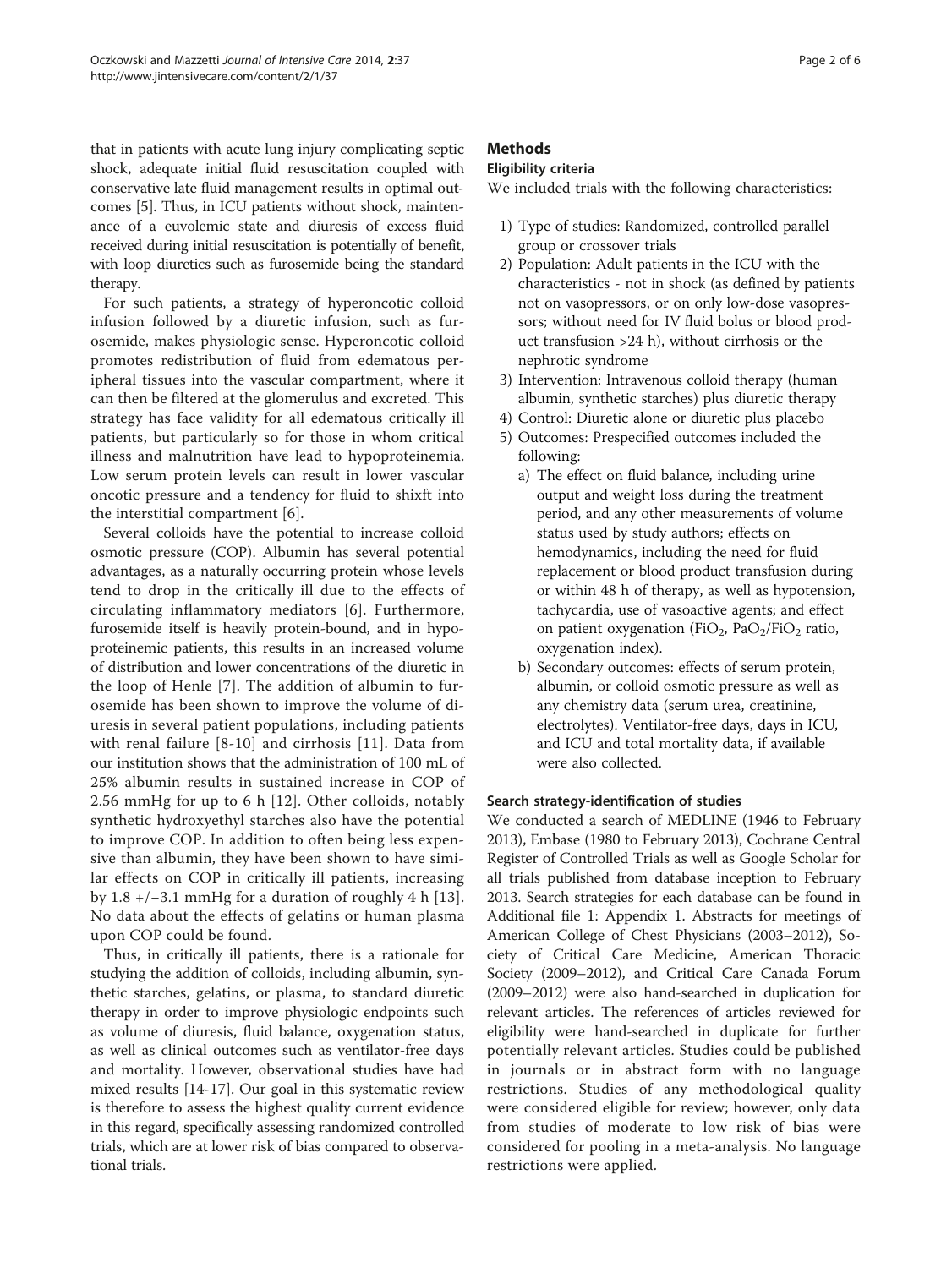that in patients with acute lung injury complicating septic shock, adequate initial fluid resuscitation coupled with conservative late fluid management results in optimal outcomes [5]. Thus, in ICU patients without shock, maintenance of a euvolemic state and diuresis of excess fluid received during initial resuscitation is potentially of benefit, with loop diuretics such as furosemide being the standard therapy.

For such patients, a strategy of hyperoncotic colloid infusion followed by a diuretic infusion, such as furosemide, makes physiologic sense. Hyperoncotic colloid promotes redistribution of fluid from edematous peripheral tissues into the vascular compartment, where it can then be filtered at the glomerulus and excreted. This strategy has face validity for all edematous critically ill patients, but particularly so for those in whom critical illness and malnutrition have lead to hypoproteinemia. Low serum protein levels can result in lower vascular oncotic pressure and a tendency for fluid to shixft into the interstitial compartment [6].

Several colloids have the potential to increase colloid osmotic pressure (COP). Albumin has several potential advantages, as a naturally occurring protein whose levels tend to drop in the critically ill due to the effects of circulating inflammatory mediators [6]. Furthermore, furosemide itself is heavily protein-bound, and in hypoproteinemic patients, this results in an increased volume of distribution and lower concentrations of the diuretic in the loop of Henle [7]. The addition of albumin to furosemide has been shown to improve the volume of diuresis in several patient populations, including patients with renal failure [8-10] and cirrhosis [11]. Data from our institution shows that the administration of 100 mL of 25% albumin results in sustained increase in COP of 2.56 mmHg for up to 6 h [12]. Other colloids, notably synthetic hydroxyethyl starches also have the potential to improve COP. In addition to often being less expensive than albumin, they have been shown to have similar effects on COP in critically ill patients, increasing by 1.8 +/−3.1 mmHg for a duration of roughly 4 h [13]. No data about the effects of gelatins or human plasma upon COP could be found.

Thus, in critically ill patients, there is a rationale for studying the addition of colloids, including albumin, synthetic starches, gelatins, or plasma, to standard diuretic therapy in order to improve physiologic endpoints such as volume of diuresis, fluid balance, oxygenation status, as well as clinical outcomes such as ventilator-free days and mortality. However, observational studies have had mixed results [14-17]. Our goal in this systematic review is therefore to assess the highest quality current evidence in this regard, specifically assessing randomized controlled trials, which are at lower risk of bias compared to observational trials.

## Methods

### Eligibility criteria

We included trials with the following characteristics:

1) Type of studies: Randomized, controlled parallel group or crossover trials
2) Population: Adult patients in the ICU with the characteristics - not in shock (as defined by patients not on vasopressors, or on only low-dose vasopressors; without need for IV fluid bolus or blood product transfusion >24 h), without cirrhosis or the nephrotic syndrome
3) Intervention: Intravenous colloid therapy (human albumin, synthetic starches) plus diuretic therapy
4) Control: Diuretic alone or diuretic plus placebo
5) Outcomes: Prespecified outcomes included the following:
   a) The effect on fluid balance, including urine output and weight loss during the treatment period, and any other measurements of volume status used by study authors; effects on hemodynamics, including the need for fluid replacement or blood product transfusion during or within 48 h of therapy, as well as hypotension, tachycardia, use of vasoactive agents; and effect on patient oxygenation ($FiO_2$, $PaO_2/FiO_2$ ratio, oxygenation index).
   b) Secondary outcomes: effects of serum protein, albumin, or colloid osmotic pressure as well as any chemistry data (serum urea, creatinine, electrolytes). Ventilator-free days, days in ICU, and ICU and total mortality data, if available were also collected.

### Search strategy-identification of studies

We conducted a search of MEDLINE (1946 to February 2013), Embase (1980 to February 2013), Cochrane Central Register of Controlled Trials as well as Google Scholar for all trials published from database inception to February 2013. Search strategies for each database can be found in Additional file 1: Appendix 1. Abstracts for meetings of American College of Chest Physicians (2003–2012), Society of Critical Care Medicine, American Thoracic Society (2009–2012), and Critical Care Canada Forum (2009–2012) were also hand-searched in duplication for relevant articles. The references of articles reviewed for eligibility were hand-searched in duplicate for further potentially relevant articles. Studies could be published in journals or in abstract form with no language restrictions. Studies of any methodological quality were considered eligible for review; however, only data from studies of moderate to low risk of bias were considered for pooling in a meta-analysis. No language restrictions were applied.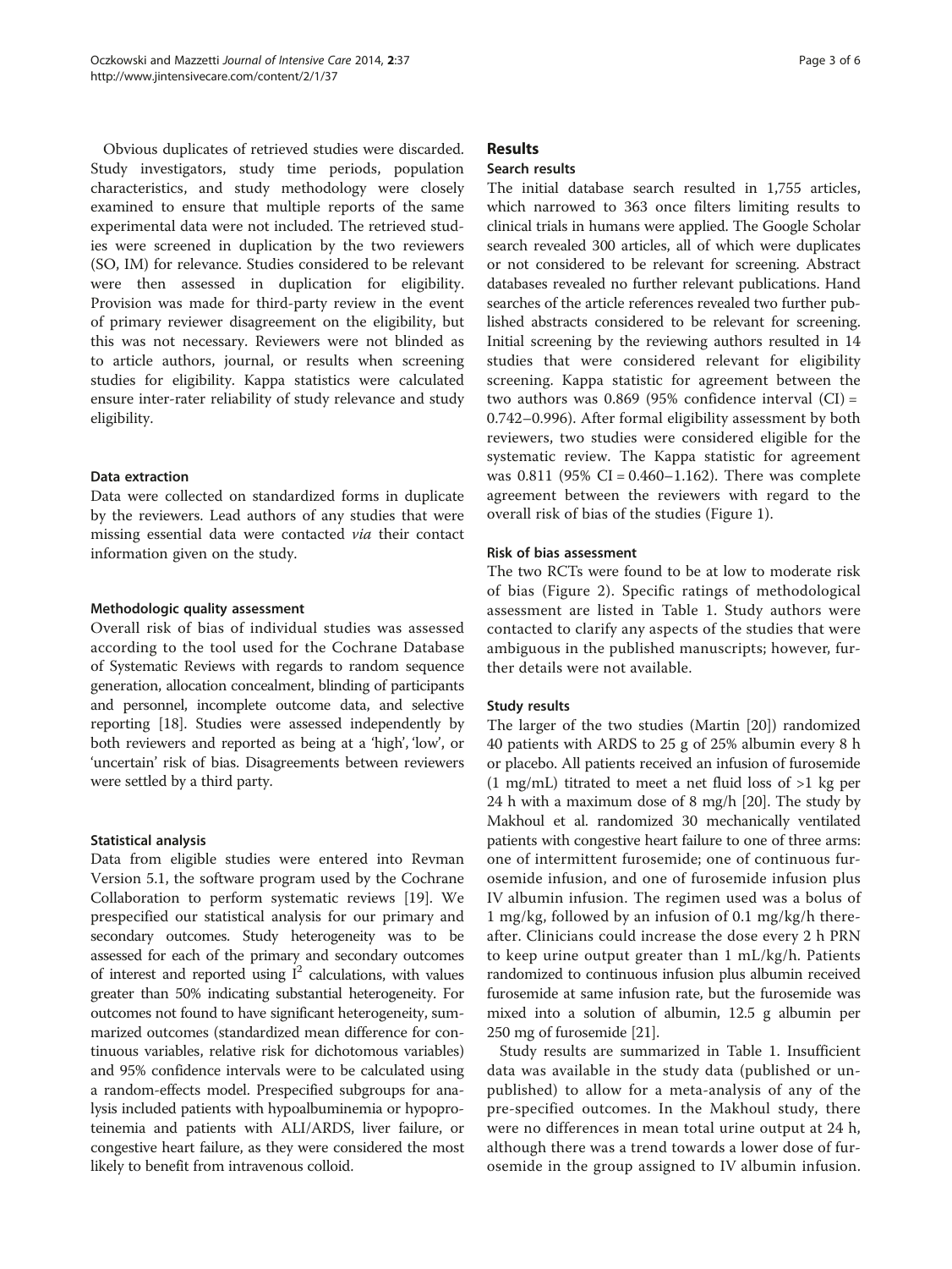Obvious duplicates of retrieved studies were discarded. Study investigators, study time periods, population characteristics, and study methodology were closely examined to ensure that multiple reports of the same experimental data were not included. The retrieved studies were screened in duplication by the two reviewers (SO, IM) for relevance. Studies considered to be relevant were then assessed in duplication for eligibility. Provision was made for third-party review in the event of primary reviewer disagreement on the eligibility, but this was not necessary. Reviewers were not blinded as to article authors, journal, or results when screening studies for eligibility. Kappa statistics were calculated ensure inter-rater reliability of study relevance and study eligibility.

#### Data extraction

Data were collected on standardized forms in duplicate by the reviewers. Lead authors of any studies that were missing essential data were contacted *via* their contact information given on the study.

#### Methodologic quality assessment

Overall risk of bias of individual studies was assessed according to the tool used for the Cochrane Database of Systematic Reviews with regards to random sequence generation, allocation concealment, blinding of participants and personnel, incomplete outcome data, and selective reporting [18]. Studies were assessed independently by both reviewers and reported as being at a 'high', 'low', or 'uncertain' risk of bias. Disagreements between reviewers were settled by a third party.

#### Statistical analysis

Data from eligible studies were entered into Revman Version 5.1, the software program used by the Cochrane Collaboration to perform systematic reviews [19]. We prespecified our statistical analysis for our primary and secondary outcomes. Study heterogeneity was to be assessed for each of the primary and secondary outcomes of interest and reported using $I^2$ calculations, with values greater than 50% indicating substantial heterogeneity. For outcomes not found to have significant heterogeneity, summarized outcomes (standardized mean difference for continuous variables, relative risk for dichotomous variables) and 95% confidence intervals were to be calculated using a random-effects model. Prespecified subgroups for analysis included patients with hypoalbuminemia or hypoproteinemia and patients with ALI/ARDS, liver failure, or congestive heart failure, as they were considered the most likely to benefit from intravenous colloid.

## Results

#### Search results

The initial database search resulted in 1,755 articles, which narrowed to 363 once filters limiting results to clinical trials in humans were applied. The Google Scholar search revealed 300 articles, all of which were duplicates or not considered to be relevant for screening. Abstract databases revealed no further relevant publications. Hand searches of the article references revealed two further published abstracts considered to be relevant for screening. Initial screening by the reviewing authors resulted in 14 studies that were considered relevant for eligibility screening. Kappa statistic for agreement between the two authors was 0.869 (95% confidence interval (CI) = 0.742–0.996). After formal eligibility assessment by both reviewers, two studies were considered eligible for the systematic review. The Kappa statistic for agreement was 0.811 (95% CI = 0.460–1.162). There was complete agreement between the reviewers with regard to the overall risk of bias of the studies (Figure 1).

#### Risk of bias assessment

The two RCTs were found to be at low to moderate risk of bias (Figure 2). Specific ratings of methodological assessment are listed in Table 1. Study authors were contacted to clarify any aspects of the studies that were ambiguous in the published manuscripts; however, further details were not available.

#### Study results

The larger of the two studies (Martin [20]) randomized 40 patients with ARDS to 25 g of 25% albumin every 8 h or placebo. All patients received an infusion of furosemide (1 mg/mL) titrated to meet a net fluid loss of >1 kg per 24 h with a maximum dose of 8 mg/h [20]. The study by Makhoul et al. randomized 30 mechanically ventilated patients with congestive heart failure to one of three arms: one of intermittent furosemide; one of continuous furosemide infusion, and one of furosemide infusion plus IV albumin infusion. The regimen used was a bolus of 1 mg/kg, followed by an infusion of 0.1 mg/kg/h thereafter. Clinicians could increase the dose every 2 h PRN to keep urine output greater than 1 mL/kg/h. Patients randomized to continuous infusion plus albumin received furosemide at same infusion rate, but the furosemide was mixed into a solution of albumin, 12.5 g albumin per 250 mg of furosemide [21].

Study results are summarized in Table 1. Insufficient data was available in the study data (published or unpublished) to allow for a meta-analysis of any of the pre-specified outcomes. In the Makhoul study, there were no differences in mean total urine output at 24 h, although there was a trend towards a lower dose of furosemide in the group assigned to IV albumin infusion.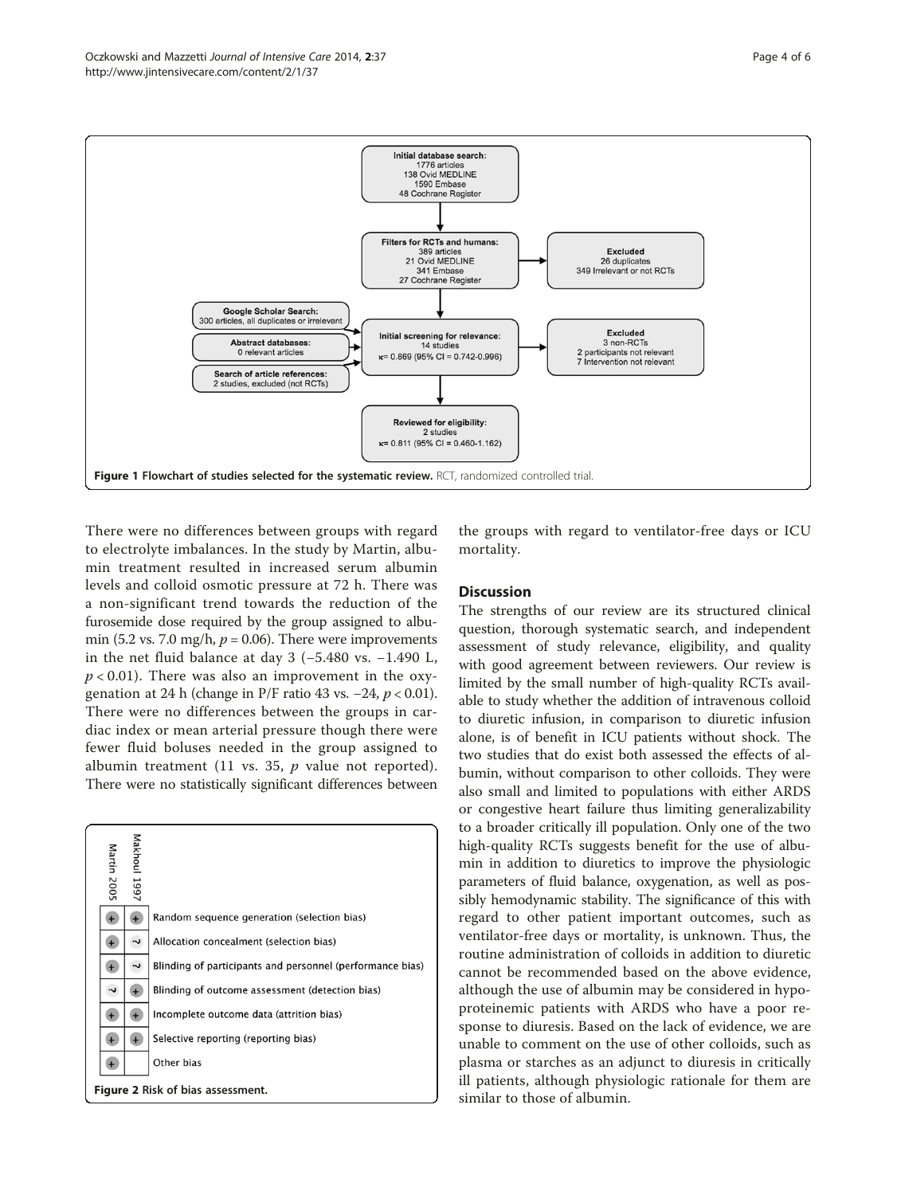Initial database search:
1776 articles
138 Ovid MEDLINE
1590 Embase
48 Cochrane Register

Filters for RCTs and humans:
389 articles
21 Ovid MEDLINE
341 Embase
27 Cochrane Register

Excluded
26 duplicates
349 Irrelevant or not RCTs

Google Scholar Search:
300 articles, all duplicates or irrelevant

Abstract databases:
0 relevant articles

Search of article references:
2 studies, excluded (not RCTs)

Initial screening for relevance:
14 studies
κ= 0.869 (95% CI = 0.742-0.996)

Excluded
3 non-RCTs
2 participants not relevant
7 Intervention not relevant

Reviewed for eligibility:
2 studies
κ= 0.811 (95% CI = 0.460-1.162)

**Figure 1 Flowchart of studies selected for the systematic review.** RCT, randomized controlled trial.

There were no differences between groups with regard to electrolyte imbalances. In the study by Martin, albumin treatment resulted in increased serum albumin levels and colloid osmotic pressure at 72 h. There was a non-significant trend towards the reduction of the furosemide dose required by the group assigned to albumin (5.2 vs. 7.0 mg/h, $p = 0.06$). There were improvements in the net fluid balance at day 3 (−5.480 vs. −1.490 L, $p < 0.01$). There was also an improvement in the oxygenation at 24 h (change in P/F ratio 43 vs. −24, $p < 0.01$). There were no differences between the groups in cardiac index or mean arterial pressure though there were fewer fluid boluses needed in the group assigned to albumin treatment (11 vs. 35, $p$ value not reported). There were no statistically significant differences between the groups with regard to ventilator-free days or ICU mortality.

| Martin 2005 | Makhoul 1997 | |
|---|---|---|
| + | + | Random sequence generation (selection bias) |
| + | ~ | Allocation concealment (selection bias) |
| + | ~ | Blinding of participants and personnel (performance bias) |
| ~ | + | Blinding of outcome assessment (detection bias) |
| + | + | Incomplete outcome data (attrition bias) |
| + | + | Selective reporting (reporting bias) |
| + | | Other bias |

**Figure 2** Risk of bias assessment.

## Discussion

The strengths of our review are its structured clinical question, thorough systematic search, and independent assessment of study relevance, eligibility, and quality with good agreement between reviewers. Our review is limited by the small number of high-quality RCTs available to study whether the addition of intravenous colloid to diuretic infusion, in comparison to diuretic infusion alone, is of benefit in ICU patients without shock. The two studies that do exist both assessed the effects of albumin, without comparison to other colloids. They were also small and limited to populations with either ARDS or congestive heart failure thus limiting generalizability to a broader critically ill population. Only one of the two high-quality RCTs suggests benefit for the use of albumin in addition to diuretics to improve the physiologic parameters of fluid balance, oxygenation, as well as possibly hemodynamic stability. The significance of this with regard to other patient important outcomes, such as ventilator-free days or mortality, is unknown. Thus, the routine administration of colloids in addition to diuretic cannot be recommended based on the above evidence, although the use of albumin may be considered in hypoproteinemic patients with ARDS who have a poor response to diuresis. Based on the lack of evidence, we are unable to comment on the use of other colloids, such as plasma or starches as an adjunct to diuresis in critically ill patients, although physiologic rationale for them are similar to those of albumin.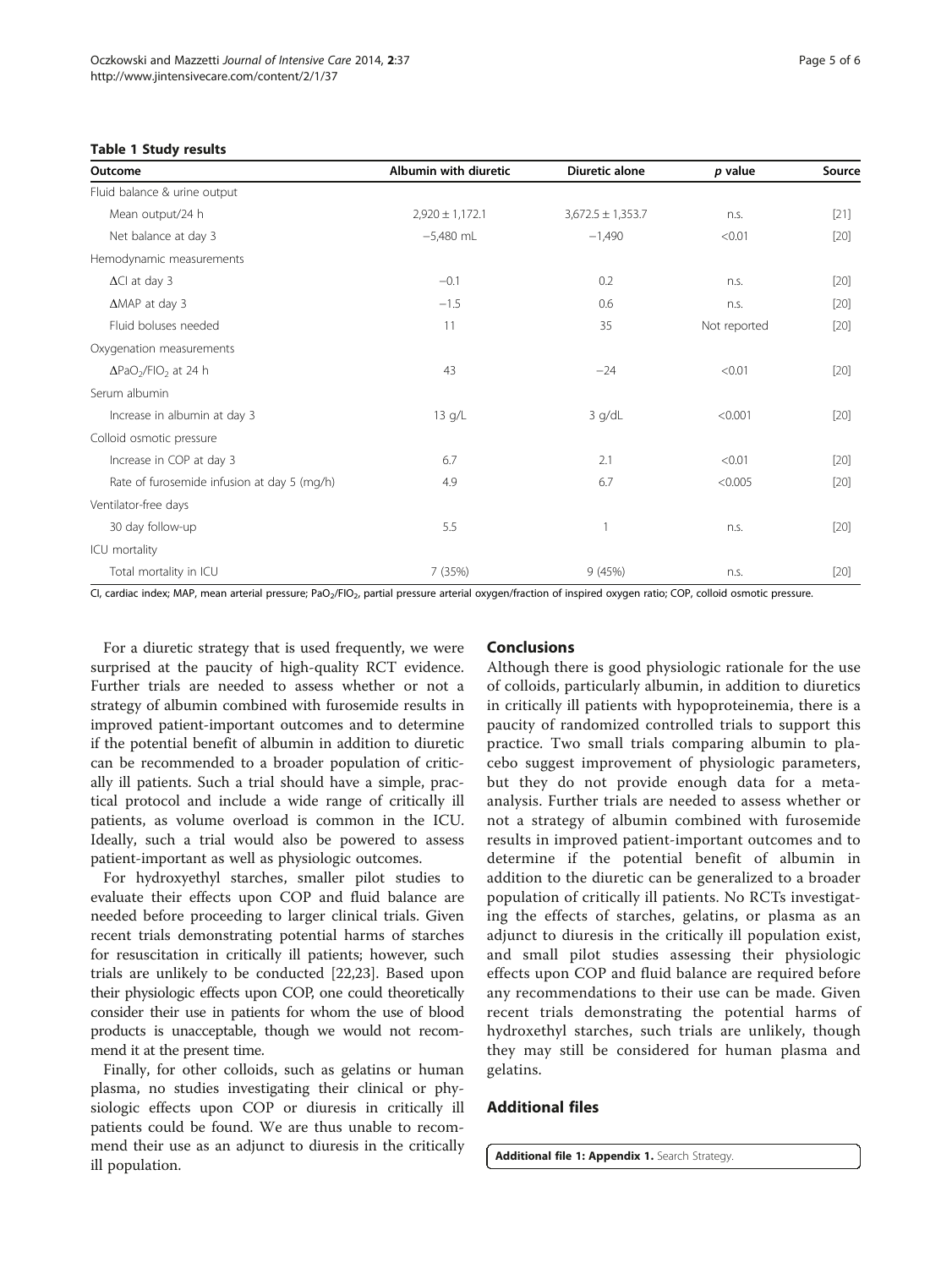**Table 1 Study results**

| Outcome | Albumin with diuretic | Diuretic alone | *p* value | Source |
|---|---|---|---|---|
| Fluid balance & urine output | | | | |
| Mean output/24 h | 2,920 ± 1,172.1 | 3,672.5 ± 1,353.7 | n.s. | [21] |
| Net balance at day 3 | −5,480 mL | −1,490 | <0.01 | [20] |
| Hemodynamic measurements | | | | |
| ΔCI at day 3 | −0.1 | 0.2 | n.s. | [20] |
| ΔMAP at day 3 | −1.5 | 0.6 | n.s. | [20] |
| Fluid boluses needed | 11 | 35 | Not reported | [20] |
| Oxygenation measurements | | | | |
| $\Delta PaO_2/FIO_2$ at 24 h | 43 | −24 | <0.01 | [20] |
| Serum albumin | | | | |
| Increase in albumin at day 3 | 13 g/L | 3 g/dL | <0.001 | [20] |
| Colloid osmotic pressure | | | | |
| Increase in COP at day 3 | 6.7 | 2.1 | <0.01 | [20] |
| Rate of furosemide infusion at day 5 (mg/h) | 4.9 | 6.7 | <0.005 | [20] |
| Ventilator-free days | | | | |
| 30 day follow-up | 5.5 | 1 | n.s. | [20] |
| ICU mortality | | | | |
| Total mortality in ICU | 7 (35%) | 9 (45%) | n.s. | [20] |

CI, cardiac index; MAP, mean arterial pressure; $PaO_2/FIO_2$, partial pressure arterial oxygen/fraction of inspired oxygen ratio; COP, colloid osmotic pressure.

For a diuretic strategy that is used frequently, we were surprised at the paucity of high-quality RCT evidence. Further trials are needed to assess whether or not a strategy of albumin combined with furosemide results in improved patient-important outcomes and to determine if the potential benefit of albumin in addition to diuretic can be recommended to a broader population of critically ill patients. Such a trial should have a simple, practical protocol and include a wide range of critically ill patients, as volume overload is common in the ICU. Ideally, such a trial would also be powered to assess patient-important as well as physiologic outcomes.

For hydroxyethyl starches, smaller pilot studies to evaluate their effects upon COP and fluid balance are needed before proceeding to larger clinical trials. Given recent trials demonstrating potential harms of starches for resuscitation in critically ill patients; however, such trials are unlikely to be conducted [22,23]. Based upon their physiologic effects upon COP, one could theoretically consider their use in patients for whom the use of blood products is unacceptable, though we would not recommend it at the present time.

Finally, for other colloids, such as gelatins or human plasma, no studies investigating their clinical or physiologic effects upon COP or diuresis in critically ill patients could be found. We are thus unable to recommend their use as an adjunct to diuresis in the critically ill population.

## Conclusions

Although there is good physiologic rationale for the use of colloids, particularly albumin, in addition to diuretics in critically ill patients with hypoproteinemia, there is a paucity of randomized controlled trials to support this practice. Two small trials comparing albumin to placebo suggest improvement of physiologic parameters, but they do not provide enough data for a meta-analysis. Further trials are needed to assess whether or not a strategy of albumin combined with furosemide results in improved patient-important outcomes and to determine if the potential benefit of albumin in addition to the diuretic can be generalized to a broader population of critically ill patients. No RCTs investigating the effects of starches, gelatins, or plasma as an adjunct to diuresis in the critically ill population exist, and small pilot studies assessing their physiologic effects upon COP and fluid balance are required before any recommendations to their use can be made. Given recent trials demonstrating the potential harms of hydroxethyl starches, such trials are unlikely, though they may still be considered for human plasma and gelatins.

## Additional files

**Additional file 1: Appendix 1.** Search Strategy.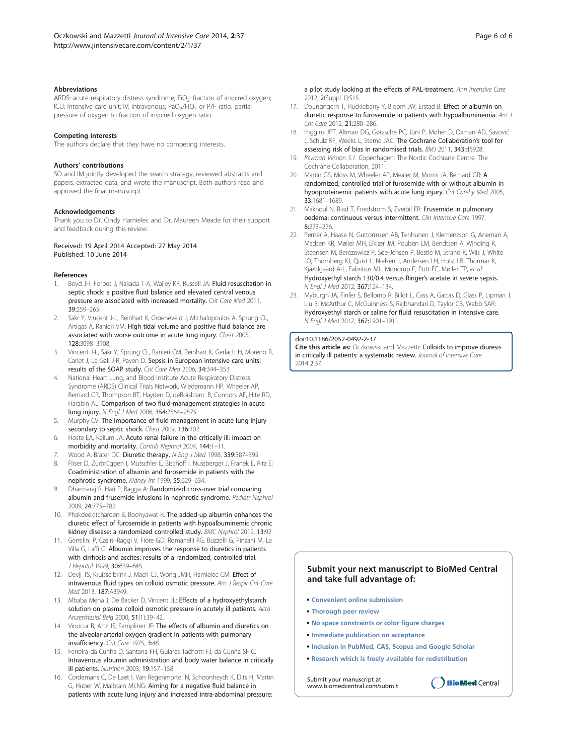### Abbreviations

ARDS: acute respiratory distress syndrome; $FiO_2$: fraction of inspired oxygen; ICU: intensive care unit; IV: intravenous; $PaO_2/FiO_2$ or P/F ratio: partial pressure of oxygen to fraction of inspired oxygen ratio.

### Competing interests

The authors declare that they have no competing interests.

### Authors' contributions

SO and IM jointly developed the search strategy, reviewed abstracts and papers, extracted data, and wrote the manuscript. Both authors read and approved the final manuscript.

### Acknowledgements

Thank you to Dr. Cindy Hamielec and Dr. Maureen Meade for their support and feedback during this review.

Received: 19 April 2014 Accepted: 27 May 2014
Published: 10 June 2014

### References

1. Boyd JH, Forbes J, Nakada T-A, Walley KR, Russell JA: **Fluid resuscitation in septic shock: a positive fluid balance and elevated central venous pressure are associated with increased mortality.** *Crit Care Med* 2011, **39:**259–265.
2. Sakr Y, Vincent J-L, Reinhart K, Groeneveld J, Michalopoulos A, Sprung CL, Artigas A, Ranieri VM: **High tidal volume and positive fluid balance are associated with worse outcome in acute lung injury.** *Chest* 2005, **128:**3098–3108.
3. Vincent J-L, Sakr Y, Sprung CL, Ranieri CM, Reinhart K, Gerlach H, Moreno R, Carlet J, Le Gall J-R, Payen D: **Sepsis in European intensive care units: results of the SOAP study.** *Crit Care Med* 2006, **34:**344–353.
4. National Heart Lung, and Blood Institute Acute Respiratory Distress Syndrome (ARDS) Clinical Trials Network, Wiedemann HP, Wheeler AP, Bernard GR, Thompson BT, Hayden D, deBoisblanc B, Connors AF, Hite RD, Harabin AL: **Comparison of two fluid-management strategies in acute lung injury.** *N Engl J Med* 2006, **354:**2564–2575.
5. Murphy CV: **The importance of fluid management in acute lung injury secondary to septic shock.** *Chest* 2009, **136:**102.
6. Hoste EA, Kellum JA: **Acute renal failure in the critically ill: impact on morbidity and mortality.** *Contrib Nephrol* 2004, **144:**1–11.
7. Wood A, Brater DC: **Diuretic therapy.** *N Eng J Med* 1998, **339:**387–395.
8. Fliser D, Zurbrüggen I, Mutschler E, Bischoff I, Nussberger J, Franek E, Ritz E: **Coadministration of albumin and furosemide in patients with the nephrotic syndrome.** *Kidney Int* 1999, **55:**629–634.
9. Dharmaraj R, Hari P, Bagga A: **Randomized cross-over trial comparing albumin and frusemide infusions in nephrotic syndrome.** *Pediatr Nephrol* 2009, **24:**775–782.
10. Phakdeekitcharoen B, Boonyawat K: **The added-up albumin enhances the diuretic effect of furosemide in patients with hypoalbuminemic chronic kidney disease: a randomized controlled study.** *BMC Nephrol* 2012, **13:**92.
11. Gentilini P, Casini-Raggi V, Fiore GD, Romanelli RG, Buzzelli G, Pinzani M, La Villa G, Laffi G: **Albumin improves the response to diuretics in patients with cirrhosis and ascites: results of a randomized, controlled trial.** *J Hepatol* 1999, **30:**639–645.
12. Devji TS, Kruisselbrink J, Macri CJ, Wong JMH, Hamielec CM: **Effect of intravenous fluid types on colloid osmotic pressure.** *Am J Respir Crit Care Med* 2013, **187:**A3949.
13. Mbaba Mena J, De Backer D, Vincent JL: **Effects of a hydroxyethylstarch solution on plasma colloid osmotic pressure in acutely ill patients.** *Acta Anaesthesiol Belg* 2000, **51**(1):39–42.
14. Vinocur B, Artz JS, Sampliner JE: **The effects of albumin and diuretics on the alveolar-arterial oxygen gradient in patients with pulmonary insufficiency.** *Crit Care* 1975, **3:**48.
15. Ferreira da Cunha D, Santana FH, Guiares Tachotti FJ, da Cunha SF C: **Intravenous albumin administration and body water balance in critically ill patients.** *Nutrition* 2003, **19:**157–158.
16. Cordemans C, De Laet I, Van Regenmortel N, Schoonheydt K, Dits H, Martin G, Huber W, Malbrain MLNG: **Aiming for a negative fluid balance in patients with acute lung injury and increased intra-abdominal pressure: a pilot study looking at the effects of PAL-treatment.** *Ann Intensive Care* 2012, **2**(Suppl 1):S15.
17. Doungngern T, Huckleberry Y, Bloom JW, Erstad B: **Effect of albumin on diuretic response to furosemide in patients with hypoalbuminemia.** *Am J Crit Care* 2012, **21:**280–286.
18. Higgins JPT, Altman DG, Gøtzsche PC, Jüni P, Moher D, Oxman AD, Savović J, Schulz KF, Weeks L, Sterne JAC: **The Cochrane Collaboration's tool for assessing risk of bias in randomised trials.** *BMJ* 2011, **343:**d5928.
19. *Revman Version 5.1.* Copenhagen: The Nordic Cochrane Centre, The Cochrane Collaboration; 2011.
20. Martin GS, Moss M, Wheeler AP, Mealer M, Morris JA, Bernard GR: **A randomized, controlled trial of furosemide with or without albumin in hypoproteinemic patients with acute lung injury.** *Crit Carehy Med* 2005, **33:**1681–1689.
21. Makhoul N, Riad T, Friedstrom S, Zveibil FR: **Frusemide in pulmonary oedema: continuous versus intermittent.** *Clin Intensive Care* 1997, **8:**273–276.
22. Perner A, Haase N, Guttormsen AB, Tenhunen J, Klemenzson G, Aneman A, Madsen KR, Møller MH, Elkjær JM, Poulsen LM, Bendtsen A, Winding R, Steensen M, Berezowicz P, Søe-Jensen P, Bestle M, Strand K, Wiis J, White JO, Thornberg KJ, Quist L, Nielsen J, Andersen LH, Holst LB, Thormar K, Kjældgaard A-L, Fabritius ML, Mondrup F, Pott FC, Møller TP, *et al*: **Hydroxyethyl starch 130/0.4 versus Ringer's acetate in severe sepsis.** *N Engl J Med* 2012, **367:**124–134.
23. Myburgh JA, Finfer S, Bellomo R, Billot L, Cass A, Gattas D, Glass P, Lipman J, Liu B, McArthur C, McGuinness S, Rajbhandari D, Taylor CB, Webb SAR: **Hydroxyethyl starch or saline for fluid resuscitation in intensive care.** *N Engl J Med* 2012, **367:**1901–1911.

doi:10.1186/2052-0492-2-37
**Cite this article as:** Oczkowski and Mazzetti: **Colloids to improve diuresis in critically ill patients: a systematic review.** *Journal of Intensive Care* 2014 **2**:37.

**Submit your next manuscript to BioMed Central and take full advantage of:**

- **Convenient online submission**
- **Thorough peer review**
- **No space constraints or color figure charges**
- **Immediate publication on acceptance**
- **Inclusion in PubMed, CAS, Scopus and Google Scholar**
- **Research which is freely available for redistribution**

Submit your manuscript at
www.biomedcentral.com/submit